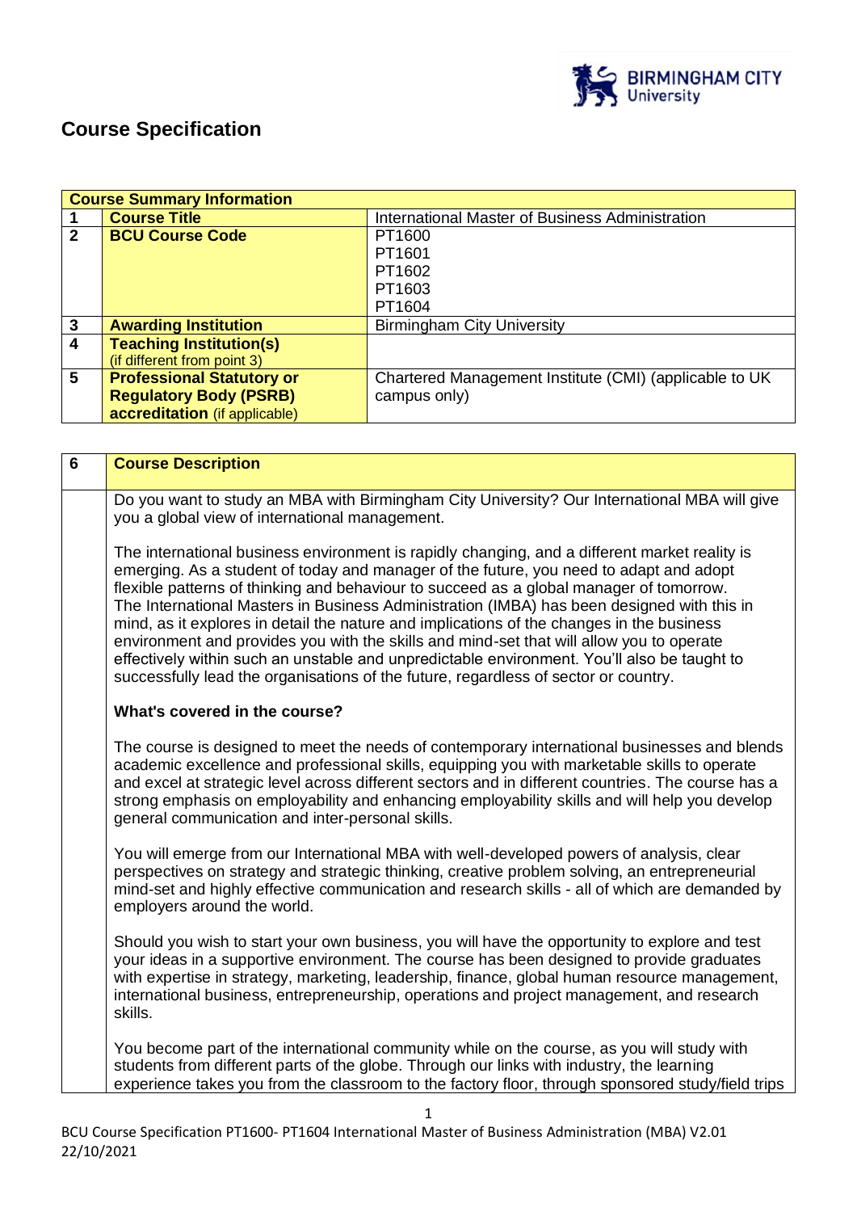# Course Specification

| Course Summary Information | | |
|---|---|---|
| 1 | **Course Title** | International Master of Business Administration |
| 2 | **BCU Course Code** | PT1600<br>PT1601<br>PT1602<br>PT1603<br>PT1604 |
| 3 | **Awarding Institution** | Birmingham City University |
| 4 | **Teaching Institution(s)** (if different from point 3) | |
| 5 | **Professional Statutory or Regulatory Body (PSRB) accreditation** (if applicable) | Chartered Management Institute (CMI) (applicable to UK campus only) |

| 6 | **Course Description** |
|---|---|

Do you want to study an MBA with Birmingham City University? Our International MBA will give you a global view of international management.

The international business environment is rapidly changing, and a different market reality is emerging. As a student of today and manager of the future, you need to adapt and adopt flexible patterns of thinking and behaviour to succeed as a global manager of tomorrow. The International Masters in Business Administration (IMBA) has been designed with this in mind, as it explores in detail the nature and implications of the changes in the business environment and provides you with the skills and mind-set that will allow you to operate effectively within such an unstable and unpredictable environment. You'll also be taught to successfully lead the organisations of the future, regardless of sector or country.

**What's covered in the course?**

The course is designed to meet the needs of contemporary international businesses and blends academic excellence and professional skills, equipping you with marketable skills to operate and excel at strategic level across different sectors and in different countries. The course has a strong emphasis on employability and enhancing employability skills and will help you develop general communication and inter-personal skills.

You will emerge from our International MBA with well-developed powers of analysis, clear perspectives on strategy and strategic thinking, creative problem solving, an entrepreneurial mind-set and highly effective communication and research skills - all of which are demanded by employers around the world.

Should you wish to start your own business, you will have the opportunity to explore and test your ideas in a supportive environment. The course has been designed to provide graduates with expertise in strategy, marketing, leadership, finance, global human resource management, international business, entrepreneurship, operations and project management, and research skills.

You become part of the international community while on the course, as you will study with students from different parts of the globe. Through our links with industry, the learning experience takes you from the classroom to the factory floor, through sponsored study/field trips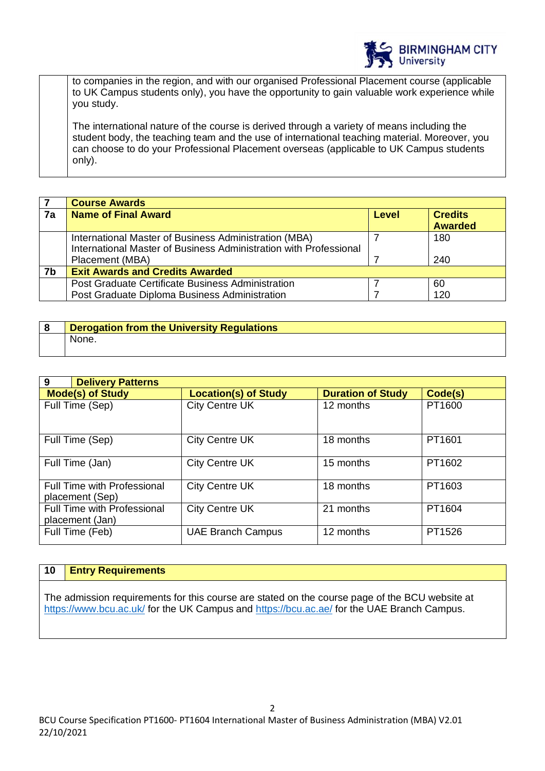to companies in the region, and with our organised Professional Placement course (applicable to UK Campus students only), you have the opportunity to gain valuable work experience while you study.

The international nature of the course is derived through a variety of means including the student body, the teaching team and the use of international teaching material. Moreover, you can choose to do your Professional Placement overseas (applicable to UK Campus students only).

| 7 | Course Awards | | |
|---|---|---|---|
| **7a** | **Name of Final Award** | **Level** | **Credits Awarded** |
| | International Master of Business Administration (MBA)<br>International Master of Business Administration with Professional Placement (MBA) | 7<br><br>7 | 180<br><br>240 |
| **7b** | **Exit Awards and Credits Awarded** | | |
| | Post Graduate Certificate Business Administration<br>Post Graduate Diploma Business Administration | 7<br>7 | 60<br>120 |

| 8 | Derogation from the University Regulations |
|---|---|
| | None. |

| 9 Delivery Patterns | | | |
|---|---|---|---|
| **Mode(s) of Study** | **Location(s) of Study** | **Duration of Study** | **Code(s)** |
| Full Time (Sep) | City Centre UK | 12 months | PT1600 |
| Full Time (Sep) | City Centre UK | 18 months | PT1601 |
| Full Time (Jan) | City Centre UK | 15 months | PT1602 |
| Full Time with Professional placement (Sep) | City Centre UK | 18 months | PT1603 |
| Full Time with Professional placement (Jan) | City Centre UK | 21 months | PT1604 |
| Full Time (Feb) | UAE Branch Campus | 12 months | PT1526 |

| 10 | Entry Requirements |
|---|---|

The admission requirements for this course are stated on the course page of the BCU website at https://www.bcu.ac.uk/ for the UK Campus and https://bcu.ac.ae/ for the UAE Branch Campus.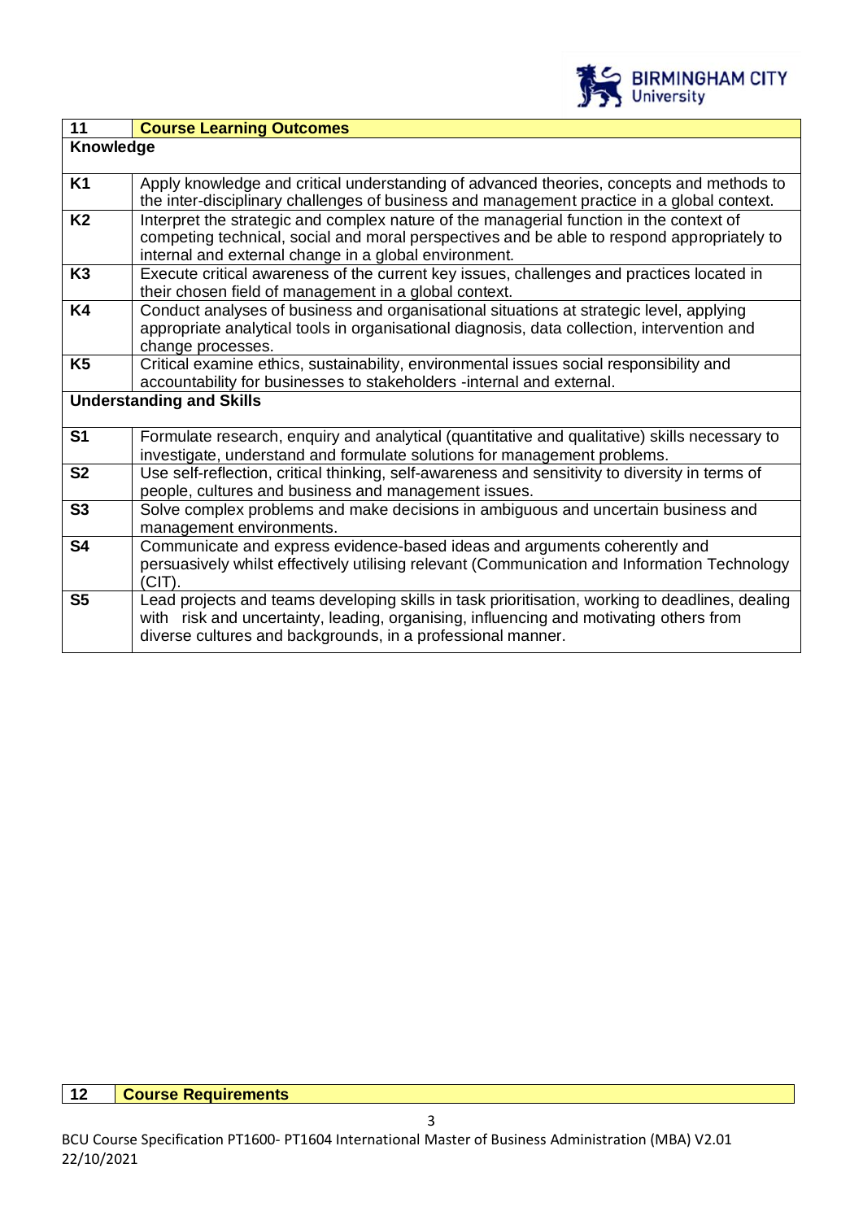| 11 | Course Learning Outcomes |
|---|---|
| **Knowledge** | |
| K1 | Apply knowledge and critical understanding of advanced theories, concepts and methods to the inter-disciplinary challenges of business and management practice in a global context. |
| K2 | Interpret the strategic and complex nature of the managerial function in the context of competing technical, social and moral perspectives and be able to respond appropriately to internal and external change in a global environment. |
| K3 | Execute critical awareness of the current key issues, challenges and practices located in their chosen field of management in a global context. |
| K4 | Conduct analyses of business and organisational situations at strategic level, applying appropriate analytical tools in organisational diagnosis, data collection, intervention and change processes. |
| K5 | Critical examine ethics, sustainability, environmental issues social responsibility and accountability for businesses to stakeholders -internal and external. |
| **Understanding and Skills** | |
| S1 | Formulate research, enquiry and analytical (quantitative and qualitative) skills necessary to investigate, understand and formulate solutions for management problems. |
| S2 | Use self-reflection, critical thinking, self-awareness and sensitivity to diversity in terms of people, cultures and business and management issues. |
| S3 | Solve complex problems and make decisions in ambiguous and uncertain business and management environments. |
| S4 | Communicate and express evidence-based ideas and arguments coherently and persuasively whilst effectively utilising relevant (Communication and Information Technology (CIT). |
| S5 | Lead projects and teams developing skills in task prioritisation, working to deadlines, dealing with risk and uncertainty, leading, organising, influencing and motivating others from diverse cultures and backgrounds, in a professional manner. |

| 12 | Course Requirements |
|---|---|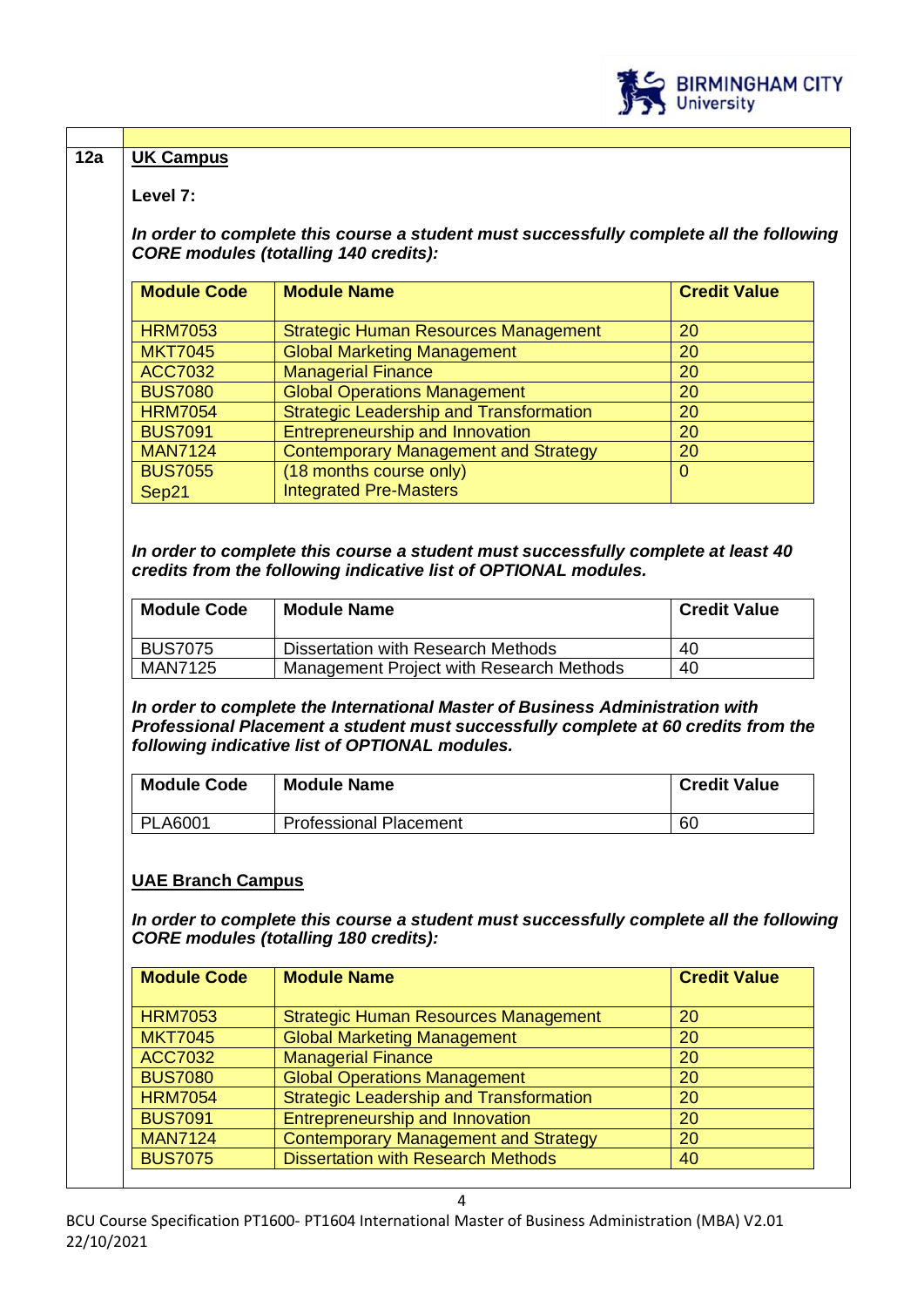**12a**

**UK Campus**

**Level 7:**

***In order to complete this course a student must successfully complete all the following CORE modules (totalling 140 credits):***

| Module Code | Module Name | Credit Value |
|---|---|---|
| HRM7053 | Strategic Human Resources Management | 20 |
| MKT7045 | Global Marketing Management | 20 |
| ACC7032 | Managerial Finance | 20 |
| BUS7080 | Global Operations Management | 20 |
| HRM7054 | Strategic Leadership and Transformation | 20 |
| BUS7091 | Entrepreneurship and Innovation | 20 |
| MAN7124 | Contemporary Management and Strategy | 20 |
| BUS7055 Sep21 | (18 months course only) Integrated Pre-Masters | 0 |

***In order to complete this course a student must successfully complete at least 40 credits from the following indicative list of OPTIONAL modules.***

| Module Code | Module Name | Credit Value |
|---|---|---|
| BUS7075 | Dissertation with Research Methods | 40 |
| MAN7125 | Management Project with Research Methods | 40 |

***In order to complete the International Master of Business Administration with Professional Placement a student must successfully complete at 60 credits from the following indicative list of OPTIONAL modules.***

| Module Code | Module Name | Credit Value |
|---|---|---|
| PLA6001 | Professional Placement | 60 |

**UAE Branch Campus**

***In order to complete this course a student must successfully complete all the following CORE modules (totalling 180 credits):***

| Module Code | Module Name | Credit Value |
|---|---|---|
| HRM7053 | Strategic Human Resources Management | 20 |
| MKT7045 | Global Marketing Management | 20 |
| ACC7032 | Managerial Finance | 20 |
| BUS7080 | Global Operations Management | 20 |
| HRM7054 | Strategic Leadership and Transformation | 20 |
| BUS7091 | Entrepreneurship and Innovation | 20 |
| MAN7124 | Contemporary Management and Strategy | 20 |
| BUS7075 | Dissertation with Research Methods | 40 |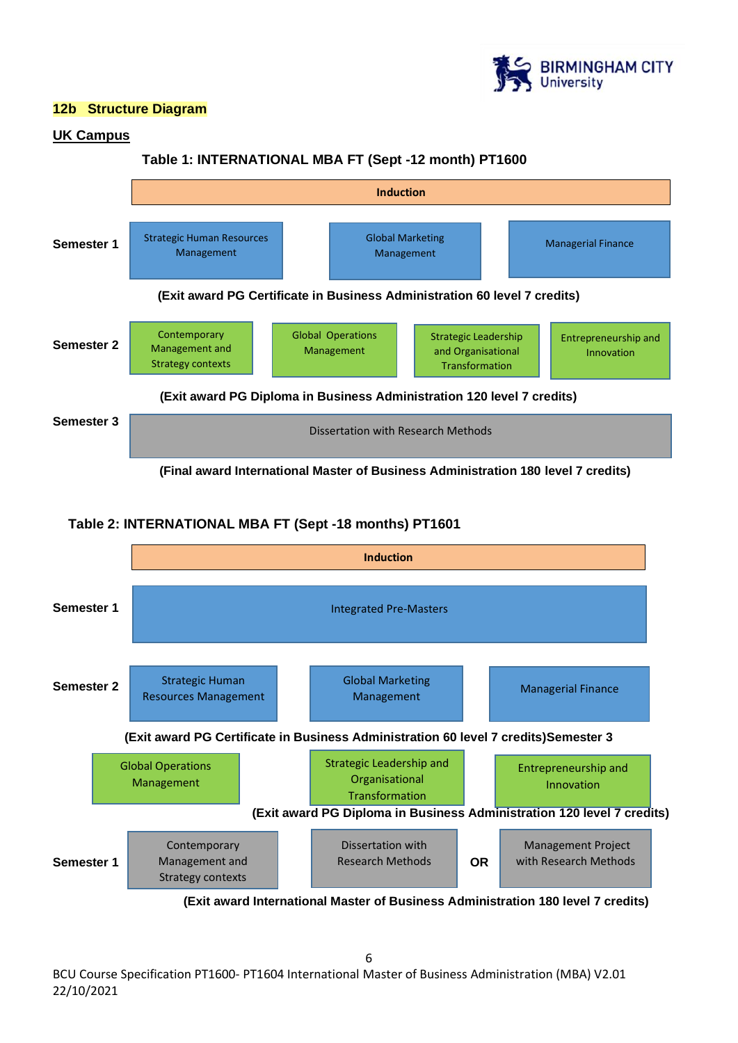## 12b Structure Diagram

**UK Campus**

**Table 1: INTERNATIONAL MBA FT (Sept -12 month) PT1600**

| | | | | |
|---|---|---|---|---|
| | **Induction** | | | |
| **Semester 1** | Strategic Human Resources Management | Global Marketing Management | Managerial Finance | |
| | **(Exit award PG Certificate in Business Administration 60 level 7 credits)** | | | |
| **Semester 2** | Contemporary Management and Strategy contexts | Global Operations Management | Strategic Leadership and Organisational Transformation | Entrepreneurship and Innovation |
| | **(Exit award PG Diploma in Business Administration 120 level 7 credits)** | | | |
| **Semester 3** | Dissertation with Research Methods | | | |
| | **(Final award International Master of Business Administration 180 level 7 credits)** | | | |

**Table 2: INTERNATIONAL MBA FT (Sept -18 months) PT1601**

| | | | | |
|---|---|---|---|---|
| | **Induction** | | | |
| **Semester 1** | Integrated Pre-Masters | | | |
| **Semester 2** | Strategic Human Resources Management | Global Marketing Management | Managerial Finance | |
| | **(Exit award PG Certificate in Business Administration 60 level 7 credits)Semester 3** | | | |
| | Global Operations Management | Strategic Leadership and Organisational Transformation | Entrepreneurship and Innovation | |
| | **(Exit award PG Diploma in Business Administration 120 level 7 credits)** | | | |
| **Semester 1** | Contemporary Management and Strategy contexts | Dissertation with Research Methods | **OR** | Management Project with Research Methods |
| | **(Exit award International Master of Business Administration 180 level 7 credits)** | | | |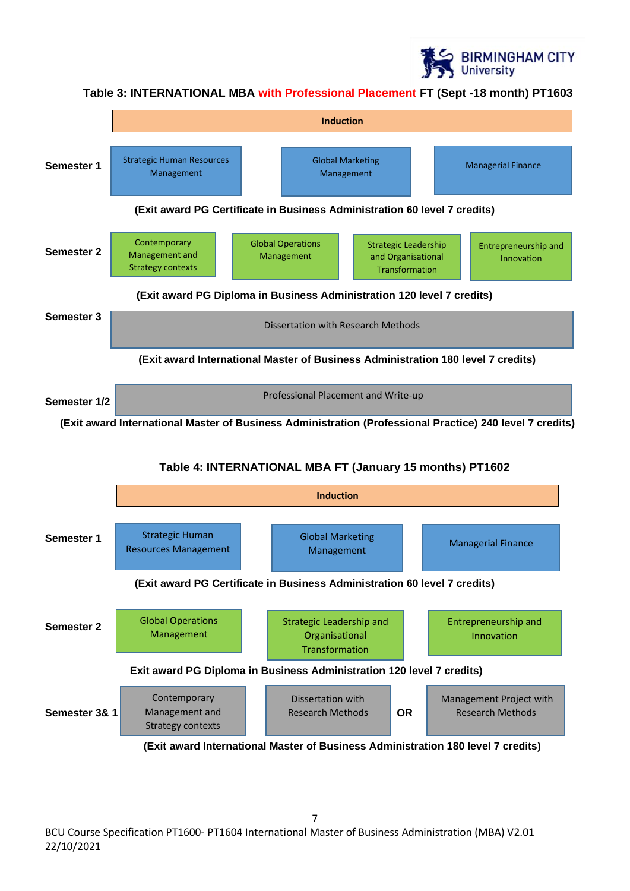**Table 3: INTERNATIONAL MBA with Professional Placement FT (Sept -18 month) PT1603**

| | | | | |
|---|---|---|---|---|
| | Induction | | | |
| Semester 1 | Strategic Human Resources Management | Global Marketing Management | Managerial Finance | |
| | (Exit award PG Certificate in Business Administration 60 level 7 credits) | | | |
| Semester 2 | Contemporary Management and Strategy contexts | Global Operations Management | Strategic Leadership and Organisational Transformation | Entrepreneurship and Innovation |
| | (Exit award PG Diploma in Business Administration 120 level 7 credits) | | | |
| Semester 3 | Dissertation with Research Methods | | | |
| | (Exit award International Master of Business Administration 180 level 7 credits) | | | |
| Semester 1/2 | Professional Placement and Write-up | | | |
| | (Exit award International Master of Business Administration (Professional Practice) 240 level 7 credits) | | | |

**Table 4: INTERNATIONAL MBA FT (January 15 months) PT1602**

| | | | | |
|---|---|---|---|---|
| | Induction | | | |
| Semester 1 | Strategic Human Resources Management | Global Marketing Management | | Managerial Finance |
| | (Exit award PG Certificate in Business Administration 60 level 7 credits) | | | |
| Semester 2 | Global Operations Management | Strategic Leadership and Organisational Transformation | | Entrepreneurship and Innovation |
| | Exit award PG Diploma in Business Administration 120 level 7 credits) | | | |
| Semester 3& 1 | Contemporary Management and Strategy contexts | Dissertation with Research Methods | OR | Management Project with Research Methods |
| | (Exit award International Master of Business Administration 180 level 7 credits) | | | |

BCU Course Specification PT1600- PT1604 International Master of Business Administration (MBA) V2.01 22/10/2021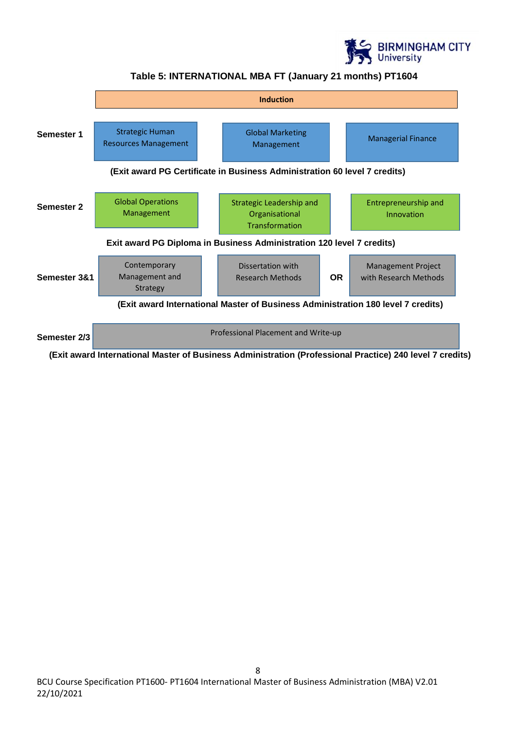### Table 5: INTERNATIONAL MBA FT (January 21 months) PT1604

| | | | | |
|---|---|---|---|---|
| | Induction | | | |
| **Semester 1** | Strategic Human Resources Management | Global Marketing Management | | Managerial Finance |
| | **(Exit award PG Certificate in Business Administration 60 level 7 credits)** | | | |
| **Semester 2** | Global Operations Management | Strategic Leadership and Organisational Transformation | | Entrepreneurship and Innovation |
| | **Exit award PG Diploma in Business Administration 120 level 7 credits)** | | | |
| **Semester 3&1** | Contemporary Management and Strategy | Dissertation with Research Methods | **OR** | Management Project with Research Methods |
| | **(Exit award International Master of Business Administration 180 level 7 credits)** | | | |
| **Semester 2/3** | Professional Placement and Write-up | | | |
| | **(Exit award International Master of Business Administration (Professional Practice) 240 level 7 credits)** | | | |

BCU Course Specification PT1600- PT1604 International Master of Business Administration (MBA) V2.01 22/10/2021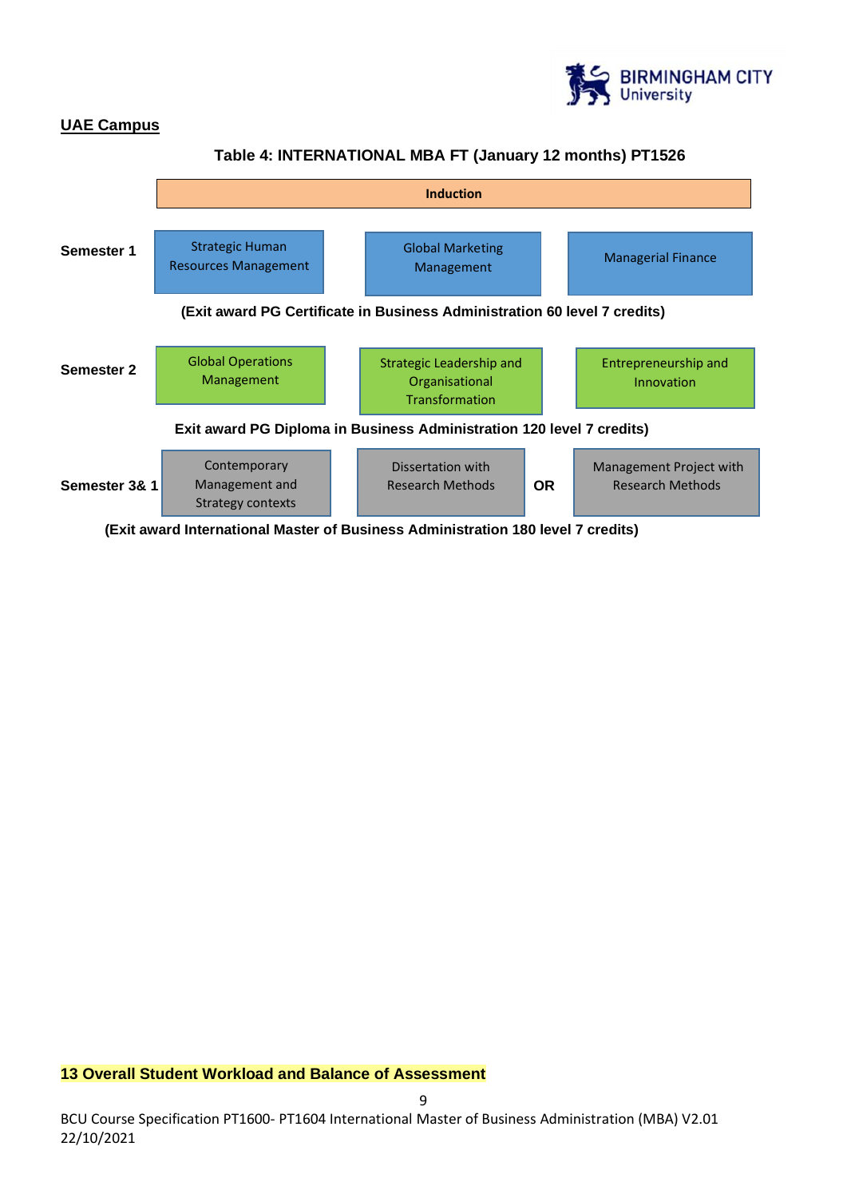**UAE Campus**

**Table 4: INTERNATIONAL MBA FT (January 12 months) PT1526**

| | | | | |
|---|---|---|---|---|
| | **Induction** | | | |
| **Semester 1** | Strategic Human Resources Management | Global Marketing Management | | Managerial Finance |
| | **(Exit award PG Certificate in Business Administration 60 level 7 credits)** | | | |
| **Semester 2** | Global Operations Management | Strategic Leadership and Organisational Transformation | | Entrepreneurship and Innovation |
| | **Exit award PG Diploma in Business Administration 120 level 7 credits)** | | | |
| **Semester 3& 1** | Contemporary Management and Strategy contexts | Dissertation with Research Methods | **OR** | Management Project with Research Methods |
| | **(Exit award International Master of Business Administration 180 level 7 credits)** | | | |

## 13 Overall Student Workload and Balance of Assessment

BCU Course Specification PT1600- PT1604 International Master of Business Administration (MBA) V2.01 22/10/2021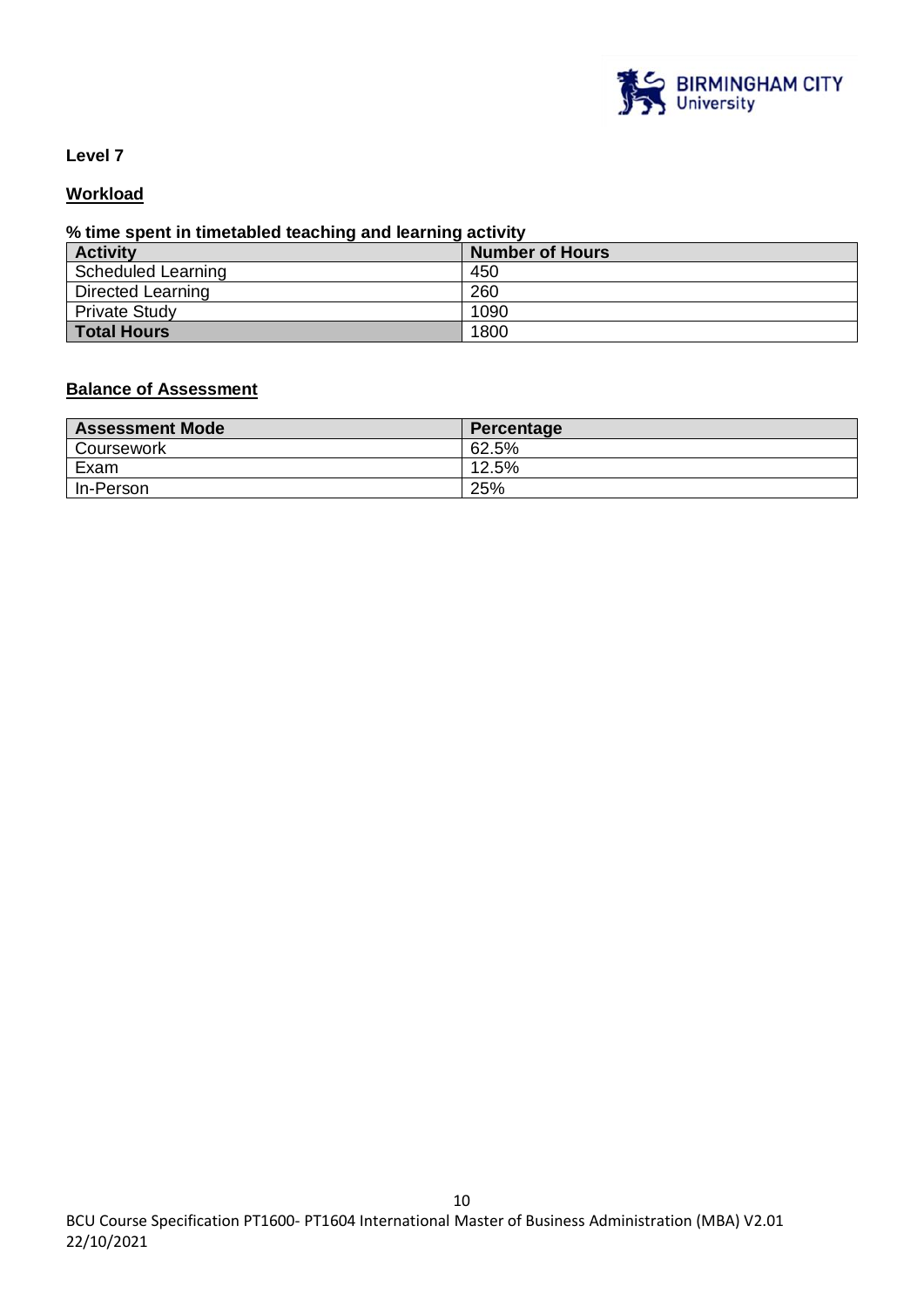**Level 7**

**Workload**

**% time spent in timetabled teaching and learning activity**

| Activity | Number of Hours |
|---|---|
| Scheduled Learning | 450 |
| Directed Learning | 260 |
| Private Study | 1090 |
| **Total Hours** | 1800 |

**Balance of Assessment**

| Assessment Mode | Percentage |
|---|---|
| Coursework | 62.5% |
| Exam | 12.5% |
| In-Person | 25% |